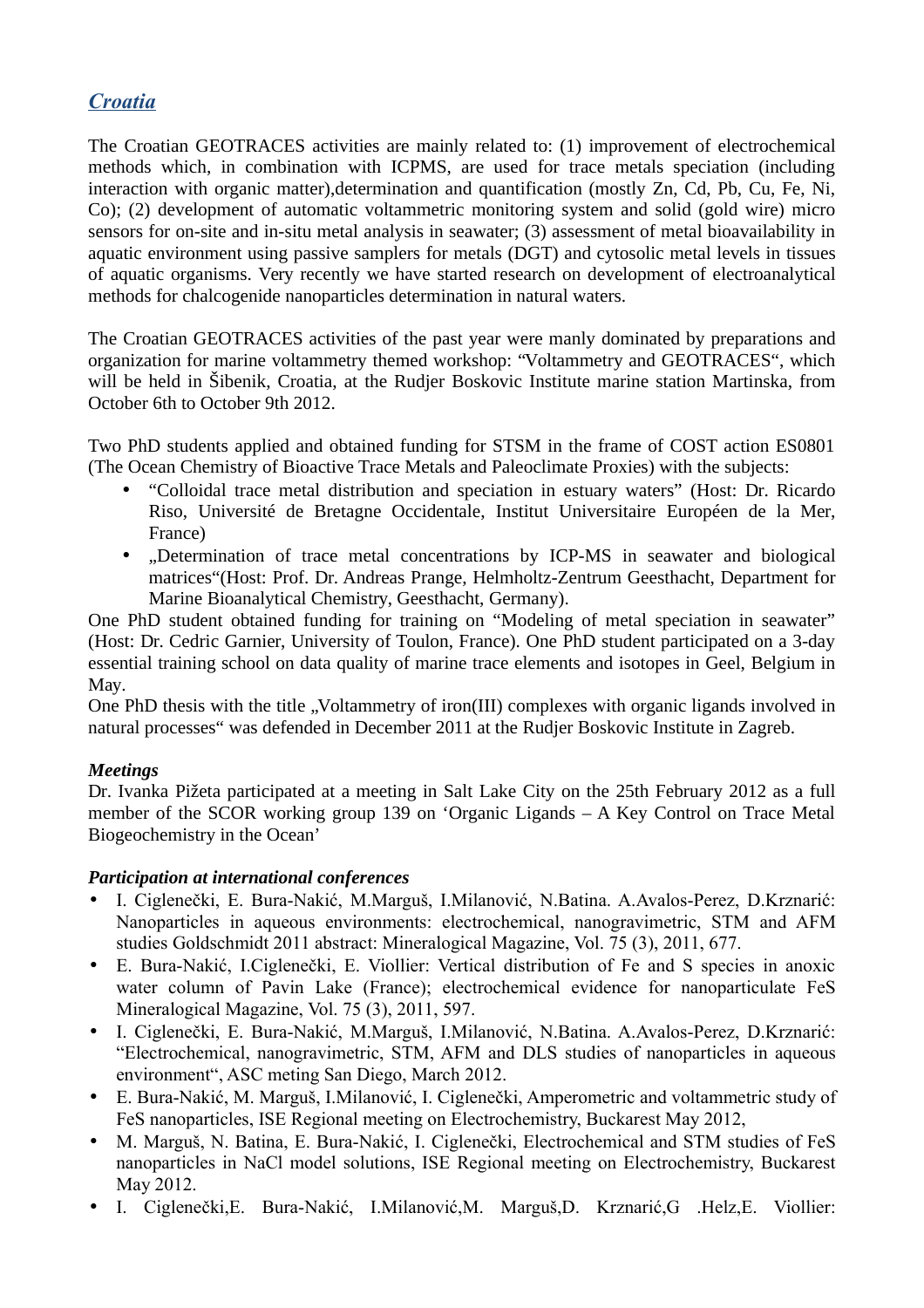## *Croatia*

The Croatian GEOTRACES activities are mainly related to: (1) improvement of electrochemical methods which, in combination with ICPMS, are used for trace metals speciation (including interaction with organic matter),determination and quantification (mostly Zn, Cd, Pb, Cu, Fe, Ni, Co); (2) development of automatic voltammetric monitoring system and solid (gold wire) micro sensors for on-site and in-situ metal analysis in seawater; (3) assessment of metal bioavailability in aquatic environment using passive samplers for metals (DGT) and cytosolic metal levels in tissues of aquatic organisms. Very recently we have started research on development of electroanalytical methods for chalcogenide nanoparticles determination in natural waters.

The Croatian GEOTRACES activities of the past year were manly dominated by preparations and organization for marine voltammetry themed workshop: "Voltammetry and GEOTRACES", which will be held in Šibenik, Croatia, at the Rudjer Boskovic Institute marine station Martinska, from October 6th to October 9th 2012.

Two PhD students applied and obtained funding for STSM in the frame of COST action ES0801 (The Ocean Chemistry of Bioactive Trace Metals and Paleoclimate Proxies) with the subjects:

- "Colloidal trace metal distribution and speciation in estuary waters" (Host: Dr. Ricardo Riso, Université de Bretagne Occidentale, Institut Universitaire Européen de la Mer, France)
- „Determination of trace metal concentrations by ICP-MS in seawater and biological matrices"(Host: Prof. Dr. Andreas Prange, Helmholtz-Zentrum Geesthacht, Department for Marine Bioanalytical Chemistry, Geesthacht, Germany).

One PhD student obtained funding for training on "Modeling of metal speciation in seawater" (Host: Dr. Cedric Garnier, University of Toulon, France). One PhD student participated on a 3-day essential training school on data quality of marine trace elements and isotopes in Geel, Belgium in May.

One PhD thesis with the title „Voltammetry of iron(III) complexes with organic ligands involved in natural processes" was defended in December 2011 at the Rudjer Boskovic Institute in Zagreb.

***Meetings***

Dr. Ivanka Pižeta participated at a meeting in Salt Lake City on the 25th February 2012 as a full member of the SCOR working group 139 on 'Organic Ligands – A Key Control on Trace Metal Biogeochemistry in the Ocean'

***Participation at international conferences***

- I. Ciglenečki, E. Bura-Nakić, M.Marguš, I.Milanović, N.Batina. A.Avalos-Perez, D.Krznarić: Nanoparticles in aqueous environments: electrochemical, nanogravimetric, STM and AFM studies Goldschmidt 2011 abstract: Mineralogical Magazine, Vol. 75 (3), 2011, 677.
- E. Bura-Nakić, I.Ciglenečki, E. Viollier: Vertical distribution of Fe and S species in anoxic water column of Pavin Lake (France); electrochemical evidence for nanoparticulate FeS Mineralogical Magazine, Vol. 75 (3), 2011, 597.
- I. Ciglenečki, E. Bura-Nakić, M.Marguš, I.Milanović, N.Batina. A.Avalos-Perez, D.Krznarić: "Electrochemical, nanogravimetric, STM, AFM and DLS studies of nanoparticles in aqueous environment", ASC meting San Diego, March 2012.
- E. Bura-Nakić, M. Marguš, I.Milanović, I. Ciglenečki, Amperometric and voltammetric study of FeS nanoparticles, ISE Regional meeting on Electrochemistry, Buckarest May 2012,
- M. Marguš, N. Batina, E. Bura-Nakić, I. Ciglenečki, Electrochemical and STM studies of FeS nanoparticles in NaCl model solutions, ISE Regional meeting on Electrochemistry, Buckarest May 2012.
- I. Ciglenečki,E. Bura-Nakić, I.Milanović,M. Marguš,D. Krznarić,G .Helz,E. Viollier: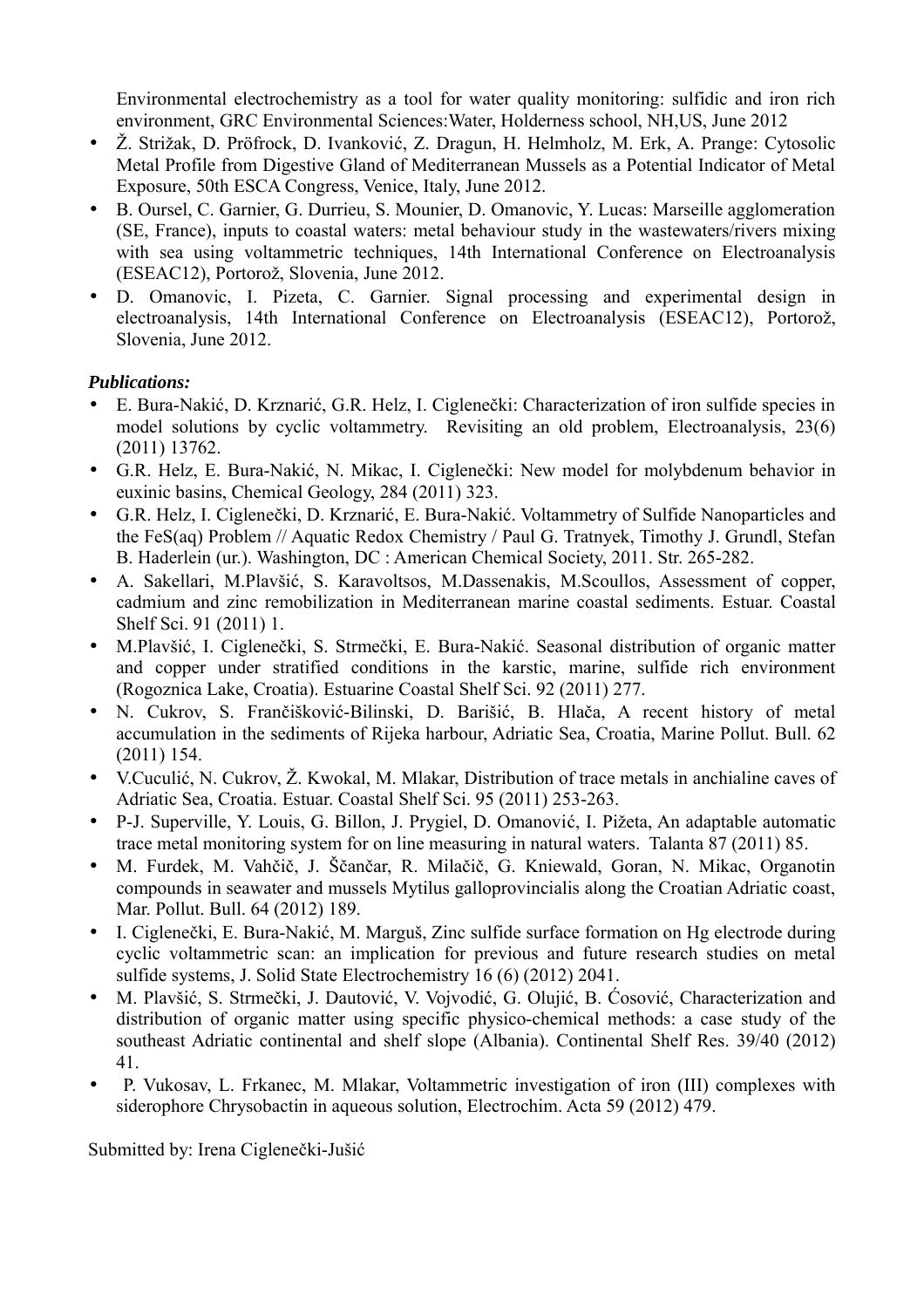Environmental electrochemistry as a tool for water quality monitoring: sulfidic and iron rich environment, GRC Environmental Sciences:Water, Holderness school, NH,US, June 2012

- Ž. Strižak, D. Pröfrock, D. Ivanković, Z. Dragun, H. Helmholz, M. Erk, A. Prange: Cytosolic Metal Profile from Digestive Gland of Mediterranean Mussels as a Potential Indicator of Metal Exposure, 50th ESCA Congress, Venice, Italy, June 2012.
- B. Oursel, C. Garnier, G. Durrieu, S. Mounier, D. Omanovic, Y. Lucas: Marseille agglomeration (SE, France), inputs to coastal waters: metal behaviour study in the wastewaters/rivers mixing with sea using voltammetric techniques, 14th International Conference on Electroanalysis (ESEAC12), Portorož, Slovenia, June 2012.
- D. Omanovic, I. Pizeta, C. Garnier. Signal processing and experimental design in electroanalysis, 14th International Conference on Electroanalysis (ESEAC12), Portorož, Slovenia, June 2012.

***Publications:***

- E. Bura-Nakić, D. Krznarić, G.R. Helz, I. Ciglenečki: Characterization of iron sulfide species in model solutions by cyclic voltammetry. Revisiting an old problem, Electroanalysis, 23(6) (2011) 13762.
- G.R. Helz, E. Bura-Nakić, N. Mikac, I. Ciglenečki: New model for molybdenum behavior in euxinic basins, Chemical Geology, 284 (2011) 323.
- G.R. Helz, I. Ciglenečki, D. Krznarić, E. Bura-Nakić. Voltammetry of Sulfide Nanoparticles and the FeS(aq) Problem // Aquatic Redox Chemistry / Paul G. Tratnyek, Timothy J. Grundl, Stefan B. Haderlein (ur.). Washington, DC : American Chemical Society, 2011. Str. 265-282.
- A. Sakellari, M.Plavšić, S. Karavoltsos, M.Dassenakis, M.Scoullos, Assessment of copper, cadmium and zinc remobilization in Mediterranean marine coastal sediments. Estuar. Coastal Shelf Sci. 91 (2011) 1.
- M.Plavšić, I. Ciglenečki, S. Strmečki, E. Bura-Nakić. Seasonal distribution of organic matter and copper under stratified conditions in the karstic, marine, sulfide rich environment (Rogoznica Lake, Croatia). Estuarine Coastal Shelf Sci. 92 (2011) 277.
- N. Cukrov, S. Frančišković-Bilinski, D. Barišić, B. Hlača, A recent history of metal accumulation in the sediments of Rijeka harbour, Adriatic Sea, Croatia, Marine Pollut. Bull. 62 (2011) 154.
- V.Cuculić, N. Cukrov, Ž. Kwokal, M. Mlakar, Distribution of trace metals in anchialine caves of Adriatic Sea, Croatia. Estuar. Coastal Shelf Sci. 95 (2011) 253-263.
- P-J. Superville, Y. Louis, G. Billon, J. Prygiel, D. Omanović, I. Pižeta, An adaptable automatic trace metal monitoring system for on line measuring in natural waters. Talanta 87 (2011) 85.
- M. Furdek, M. Vahčič, J. Ščančar, R. Milačič, G. Kniewald, Goran, N. Mikac, Organotin compounds in seawater and mussels Mytilus galloprovincialis along the Croatian Adriatic coast, Mar. Pollut. Bull. 64 (2012) 189.
- I. Ciglenečki, E. Bura-Nakić, M. Marguš, Zinc sulfide surface formation on Hg electrode during cyclic voltammetric scan: an implication for previous and future research studies on metal sulfide systems, J. Solid State Electrochemistry 16 (6) (2012) 2041.
- M. Plavšić, S. Strmečki, J. Dautović, V. Vojvodić, G. Olujić, B. Ćosović, Characterization and distribution of organic matter using specific physico-chemical methods: a case study of the southeast Adriatic continental and shelf slope (Albania). Continental Shelf Res. 39/40 (2012) 41.
- P. Vukosav, L. Frkanec, M. Mlakar, Voltammetric investigation of iron (III) complexes with siderophore Chrysobactin in aqueous solution, Electrochim. Acta 59 (2012) 479.

Submitted by: Irena Ciglenečki-Jušić